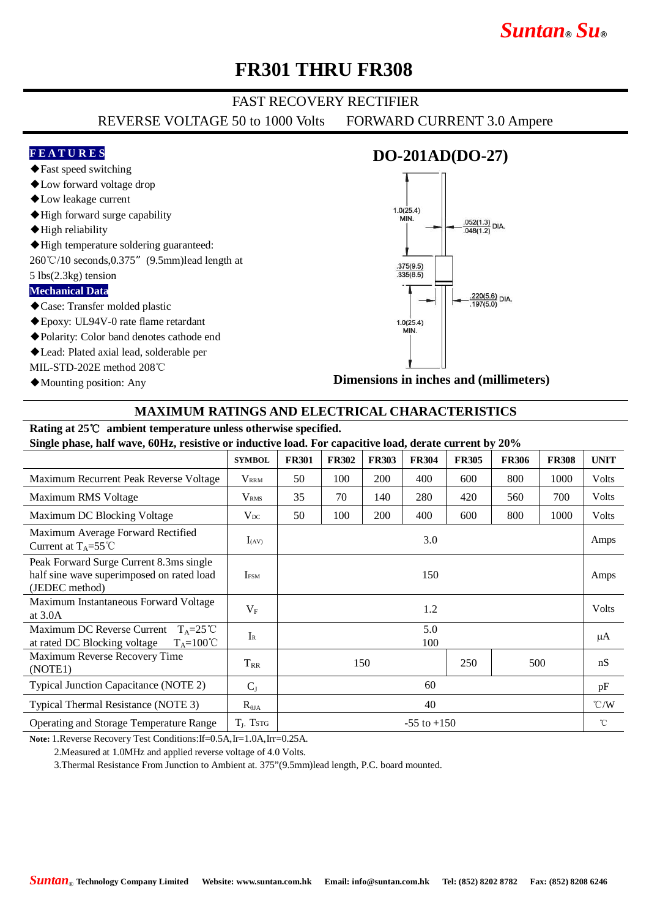Suntan® Su®

# FR301 THRU FR308

## FAST RECOVERY RECTIFIER

REVERSE VOLTAGE 50 to 1000 Volts FORWARD CURRENT 3.0 Ampere

### FEATURES

- ◆Fast speed switching
- ◆Low forward voltage drop
- ◆Low leakage current
- ◆High forward surge capability
- ◆High reliability
- ◆High temperature soldering guaranteed: 260℃/10 seconds,0.375”(9.5mm)lead length at 5 lbs(2.3kg) tension

### Mechanical Data

- ◆Case: Transfer molded plastic
- ◆Epoxy: UL94V-0 rate flame retardant
- ◆Polarity: Color band denotes cathode end
- ◆Lead: Plated axial lead, solderable per MIL-STD-202E method 208℃
- ◆Mounting position: Any

### DO-201AD(DO-27)

1.0(25.4) MIN.

.052(1.3) / .048(1.2) DIA.

.375(9.5) / .335(8.5)

.220(5.6) / .197(5.0) DIA.

1.0(25.4) MIN.

**Dimensions in inches and (millimeters)**

## MAXIMUM RATINGS AND ELECTRICAL CHARACTERISTICS

**Rating at 25℃ ambient temperature unless otherwise specified.**

**Single phase, half wave, 60Hz, resistive or inductive load. For capacitive load, derate current by 20%**

| | SYMBOL | FR301 | FR302 | FR303 | FR304 | FR305 | FR306 | FR308 | UNIT |
|---|---|---|---|---|---|---|---|---|---|
| Maximum Recurrent Peak Reverse Voltage | $V_{RRM}$ | 50 | 100 | 200 | 400 | 600 | 800 | 1000 | Volts |
| Maximum RMS Voltage | $V_{RMS}$ | 35 | 70 | 140 | 280 | 420 | 560 | 700 | Volts |
| Maximum DC Blocking Voltage | $V_{DC}$ | 50 | 100 | 200 | 400 | 600 | 800 | 1000 | Volts |
| Maximum Average Forward Rectified Current at $T_A$=55℃ | $I_{(AV)}$ | 3.0 | | | | | | | Amps |
| Peak Forward Surge Current 8.3ms single half sine wave superimposed on rated load (JEDEC method) | $I_{FSM}$ | 150 | | | | | | | Amps |
| Maximum Instantaneous Forward Voltage at 3.0A | $V_F$ | 1.2 | | | | | | | Volts |
| Maximum DC Reverse Current $T_A$=25℃ at rated DC Blocking voltage $T_A$=100℃ | $I_R$ | 5.0 / 100 | | | | | | | μA |
| Maximum Reverse Recovery Time (NOTE1) | $T_{RR}$ | 150 | | | | 250 | 500 | | nS |
| Typical Junction Capacitance (NOTE 2) | $C_J$ | 60 | | | | | | | pF |
| Typical Thermal Resistance (NOTE 3) | $R_{\theta JA}$ | 40 | | | | | | | ℃/W |
| Operating and Storage Temperature Range | $T_J$, $T_{STG}$ | -55 to +150 | | | | | | | ℃ |

**Note:** 1.Reverse Recovery Test Conditions:If=0.5A,Ir=1.0A,Irr=0.25A.

2.Measured at 1.0MHz and applied reverse voltage of 4.0 Volts.

3.Thermal Resistance From Junction to Ambient at. 375”(9.5mm)lead length, P.C. board mounted.

Suntan® Technology Company Limited Website: www.suntan.com.hk Email: info@suntan.com.hk Tel: (852) 8202 8782 Fax: (852) 8208 6246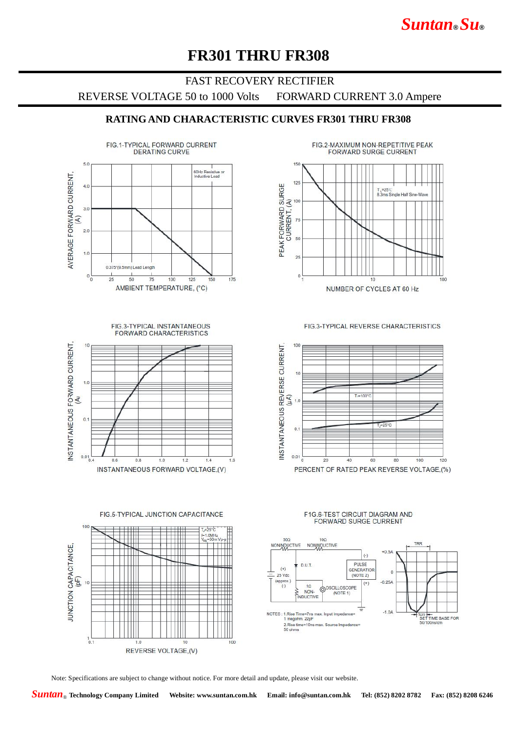# FR301 THRU FR308

FAST RECOVERY RECTIFIER

REVERSE VOLTAGE 50 to 1000 Volts FORWARD CURRENT 3.0 Ampere

## RATING AND CHARACTERISTIC CURVES FR301 THRU FR308

FIG.1-TYPICAL FORWARD CURRENT DERATING CURVE

AVERAGE FORWARD CURRENT, (A)

5.0
4.0
3.0
2.0
1.0
0

60Hz Resistive or Inductive Load

0.375"(9.5mm) Lead Length

0 25 50 75 100 125 150 175

AMBIENT TEMPERATURE, (°C)

FIG.2-MAXIMUM NON-REPETITIVE PEAK FORWARD SURGE CURRENT

PEAK FORWARD SURGE CURRENT, (A)

150
125
100
75
50
25
0

$T_J$=25°C
8.3ms Single Half Sine-Wave

1 10 100

NUMBER OF CYCLES AT 60 Hz

FIG.3-TYPICAL INSTANTANEOUS FORWARD CHARACTERISTICS

INSTANTANEOUS FORWARD CURRENT, (A)

10
1.0
0.1
0.01

0.4 0.6 0.8 1.0 1.2 1.4 1.6

INSTANTANEOUS FORWARD VOLTAGE,(V)

FIG.3-TYPICAL REVERSE CHARACTERISTICS

INSTANTANEOUS REVERSE CURRENT, (μA)

100
10
1.0
0.1
0.01

$T_J$=100°C

$T_J$=25°C

0 20 40 60 80 100 120

PERCENT OF RATED PEAK REVERSE VOLTAGE,(%)

FIG.5-TYPICAL JUNCTION CAPACITANCE

JUNCTION CAPACITANCE, (pF)

100
10
1

$T_J$=25°C
f=1.0MHz
$V_{sig}$=50m Vp-p

0.1 1.0 10 100

REVERSE VOLTAGE,(V)

F1G.6-TEST CIRCUIT DIAGRAM AND FORWARD SURGE CURRENT

50Ω NONINDUCTIVE

10Ω NONINDUCTIVE

D.U.T.

(+) 25 Vdc (approx.) (-)

1Ω NON-INDUCTIVE

PULSE GENERATION (NOTE 2)

OSCILLOSCOPE (NOTE 1)

(-) (+)

TRR

+0.5A
0
-0.25A
-1.0A

1cm

SET TIME BASE FOR 50/100ns/cm

NOTES : 1.Rise Time=7ns max. Input Impedance= 1 megohm. 22pF
2.Rise time=10ns max. Source Impedance= 50 ohms

Note: Specifications are subject to change without notice. For more detail and update, please visit our website.

Suntan® Technology Company Limited Website: www.suntan.com.hk Email: info@suntan.com.hk Tel: (852) 8202 8782 Fax: (852) 8208 6246